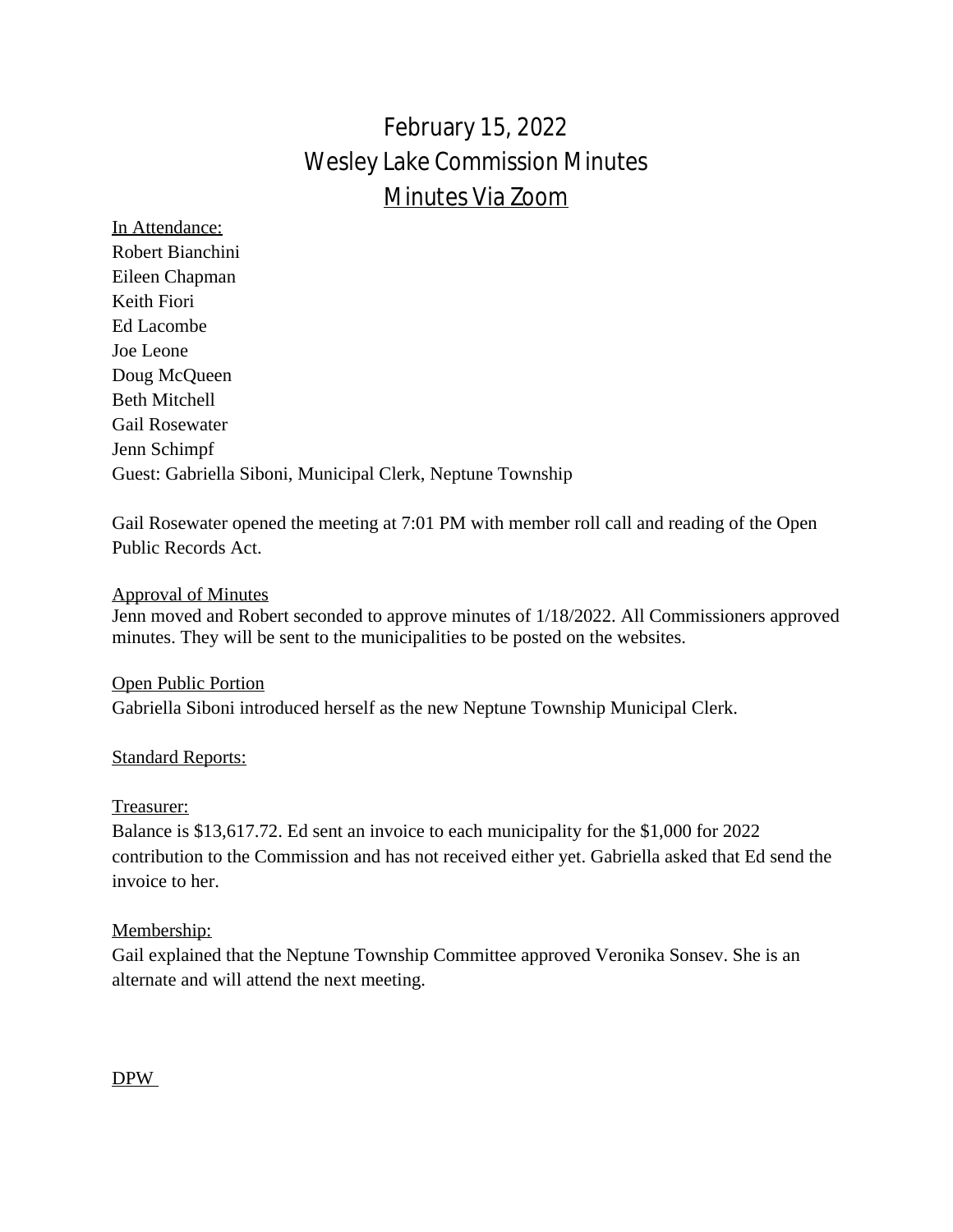# February 15, 2022
# Wesley Lake Commission Minutes
# Minutes Via Zoom

In Attendance:
Robert Bianchini
Eileen Chapman
Keith Fiori
Ed Lacombe
Joe Leone
Doug McQueen
Beth Mitchell
Gail Rosewater
Jenn Schimpf
Guest: Gabriella Siboni, Municipal Clerk, Neptune Township

Gail Rosewater opened the meeting at 7:01 PM with member roll call and reading of the Open Public Records Act.

Approval of Minutes
Jenn moved and Robert seconded to approve minutes of 1/18/2022. All Commissioners approved minutes. They will be sent to the municipalities to be posted on the websites.

Open Public Portion
Gabriella Siboni introduced herself as the new Neptune Township Municipal Clerk.

Standard Reports:

Treasurer:
Balance is $13,617.72. Ed sent an invoice to each municipality for the $1,000 for 2022 contribution to the Commission and has not received either yet. Gabriella asked that Ed send the invoice to her.

Membership:
Gail explained that the Neptune Township Committee approved Veronika Sonsev. She is an alternate and will attend the next meeting.

DPW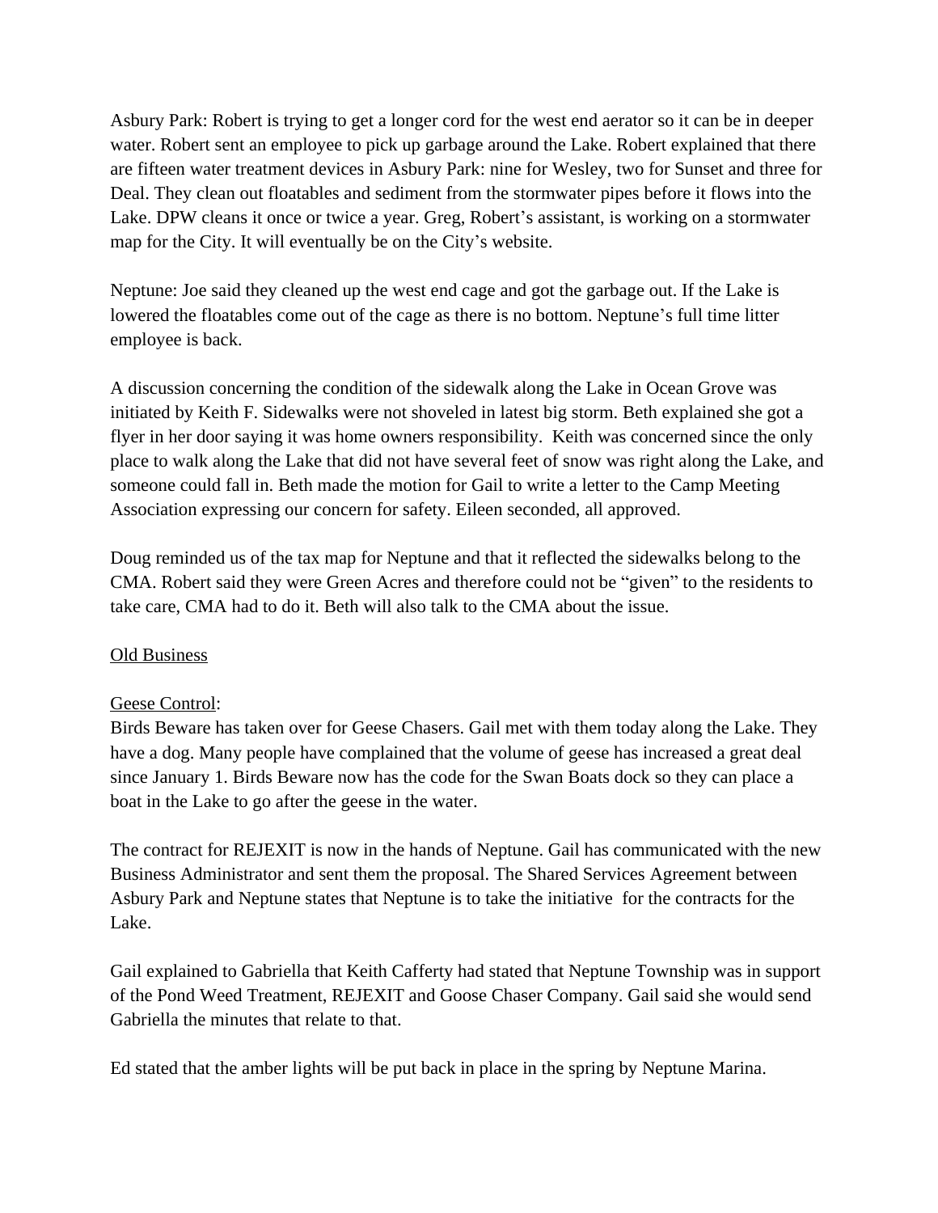Asbury Park: Robert is trying to get a longer cord for the west end aerator so it can be in deeper water. Robert sent an employee to pick up garbage around the Lake. Robert explained that there are fifteen water treatment devices in Asbury Park: nine for Wesley, two for Sunset and three for Deal. They clean out floatables and sediment from the stormwater pipes before it flows into the Lake. DPW cleans it once or twice a year. Greg, Robert's assistant, is working on a stormwater map for the City. It will eventually be on the City's website.

Neptune: Joe said they cleaned up the west end cage and got the garbage out. If the Lake is lowered the floatables come out of the cage as there is no bottom. Neptune's full time litter employee is back.

A discussion concerning the condition of the sidewalk along the Lake in Ocean Grove was initiated by Keith F. Sidewalks were not shoveled in latest big storm. Beth explained she got a flyer in her door saying it was home owners responsibility. Keith was concerned since the only place to walk along the Lake that did not have several feet of snow was right along the Lake, and someone could fall in. Beth made the motion for Gail to write a letter to the Camp Meeting Association expressing our concern for safety. Eileen seconded, all approved.

Doug reminded us of the tax map for Neptune and that it reflected the sidewalks belong to the CMA. Robert said they were Green Acres and therefore could not be "given" to the residents to take care, CMA had to do it. Beth will also talk to the CMA about the issue.

<u>Old Business</u>

<u>Geese Control</u>:
Birds Beware has taken over for Geese Chasers. Gail met with them today along the Lake. They have a dog. Many people have complained that the volume of geese has increased a great deal since January 1. Birds Beware now has the code for the Swan Boats dock so they can place a boat in the Lake to go after the geese in the water.

The contract for REJEXIT is now in the hands of Neptune. Gail has communicated with the new Business Administrator and sent them the proposal. The Shared Services Agreement between Asbury Park and Neptune states that Neptune is to take the initiative for the contracts for the Lake.

Gail explained to Gabriella that Keith Cafferty had stated that Neptune Township was in support of the Pond Weed Treatment, REJEXIT and Goose Chaser Company. Gail said she would send Gabriella the minutes that relate to that.

Ed stated that the amber lights will be put back in place in the spring by Neptune Marina.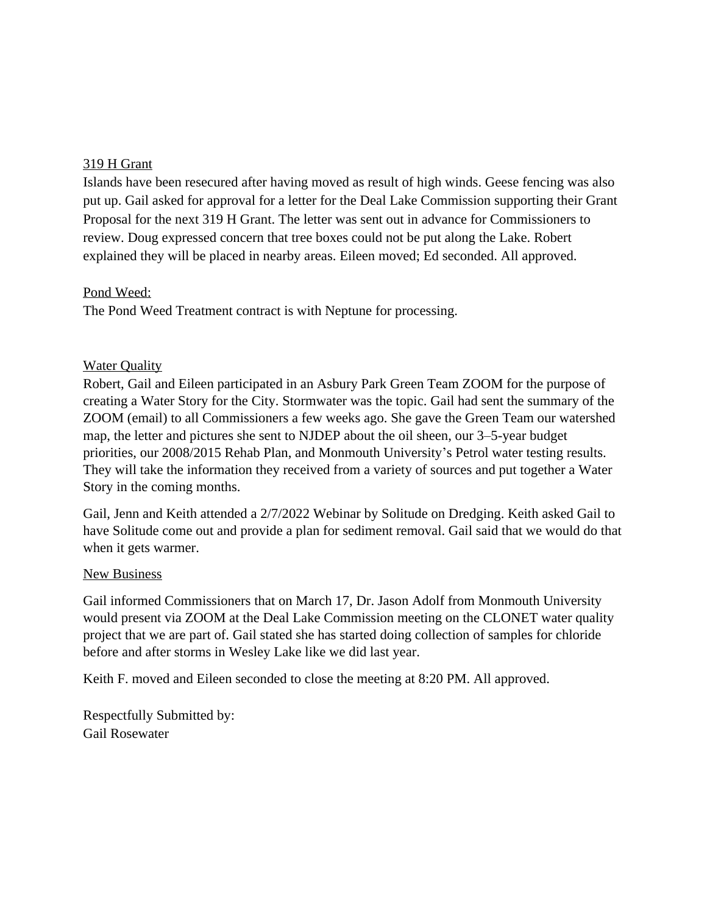319 H Grant

Islands have been resecured after having moved as result of high winds. Geese fencing was also put up. Gail asked for approval for a letter for the Deal Lake Commission supporting their Grant Proposal for the next 319 H Grant. The letter was sent out in advance for Commissioners to review. Doug expressed concern that tree boxes could not be put along the Lake. Robert explained they will be placed in nearby areas. Eileen moved; Ed seconded. All approved.

Pond Weed:

The Pond Weed Treatment contract is with Neptune for processing.

Water Quality

Robert, Gail and Eileen participated in an Asbury Park Green Team ZOOM for the purpose of creating a Water Story for the City. Stormwater was the topic. Gail had sent the summary of the ZOOM (email) to all Commissioners a few weeks ago. She gave the Green Team our watershed map, the letter and pictures she sent to NJDEP about the oil sheen, our 3–5-year budget priorities, our 2008/2015 Rehab Plan, and Monmouth University's Petrol water testing results. They will take the information they received from a variety of sources and put together a Water Story in the coming months.

Gail, Jenn and Keith attended a 2/7/2022 Webinar by Solitude on Dredging. Keith asked Gail to have Solitude come out and provide a plan for sediment removal. Gail said that we would do that when it gets warmer.

New Business

Gail informed Commissioners that on March 17, Dr. Jason Adolf from Monmouth University would present via ZOOM at the Deal Lake Commission meeting on the CLONET water quality project that we are part of. Gail stated she has started doing collection of samples for chloride before and after storms in Wesley Lake like we did last year.

Keith F. moved and Eileen seconded to close the meeting at 8:20 PM. All approved.

Respectfully Submitted by:
Gail Rosewater